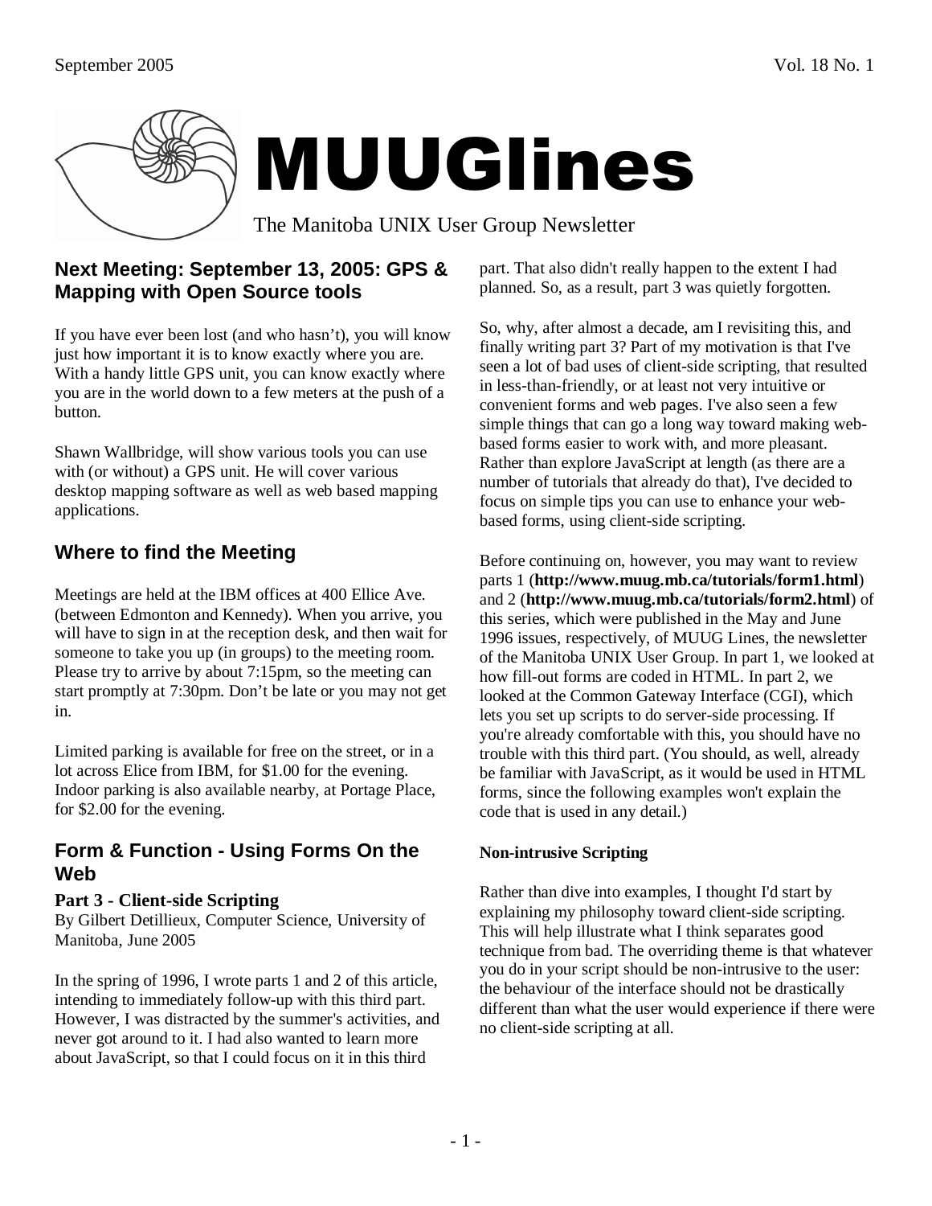# MUUGlines

The Manitoba UNIX User Group Newsletter

## Next Meeting: September 13, 2005: GPS & Mapping with Open Source tools

If you have ever been lost (and who hasn't), you will know just how important it is to know exactly where you are. With a handy little GPS unit, you can know exactly where you are in the world down to a few meters at the push of a button.

Shawn Wallbridge, will show various tools you can use with (or without) a GPS unit. He will cover various desktop mapping software as well as web based mapping applications.

## Where to find the Meeting

Meetings are held at the IBM offices at 400 Ellice Ave. (between Edmonton and Kennedy). When you arrive, you will have to sign in at the reception desk, and then wait for someone to take you up (in groups) to the meeting room. Please try to arrive by about 7:15pm, so the meeting can start promptly at 7:30pm. Don't be late or you may not get in.

Limited parking is available for free on the street, or in a lot across Elice from IBM, for $1.00 for the evening. Indoor parking is also available nearby, at Portage Place, for $2.00 for the evening.

## Form & Function - Using Forms On the Web

### Part 3 - Client-side Scripting

By Gilbert Detillieux, Computer Science, University of Manitoba, June 2005

In the spring of 1996, I wrote parts 1 and 2 of this article, intending to immediately follow-up with this third part. However, I was distracted by the summer's activities, and never got around to it. I had also wanted to learn more about JavaScript, so that I could focus on it in this third part. That also didn't really happen to the extent I had planned. So, as a result, part 3 was quietly forgotten.

So, why, after almost a decade, am I revisiting this, and finally writing part 3? Part of my motivation is that I've seen a lot of bad uses of client-side scripting, that resulted in less-than-friendly, or at least not very intuitive or convenient forms and web pages. I've also seen a few simple things that can go a long way toward making web-based forms easier to work with, and more pleasant. Rather than explore JavaScript at length (as there are a number of tutorials that already do that), I've decided to focus on simple tips you can use to enhance your web-based forms, using client-side scripting.

Before continuing on, however, you may want to review parts 1 (**http://www.muug.mb.ca/tutorials/form1.html**) and 2 (**http://www.muug.mb.ca/tutorials/form2.html**) of this series, which were published in the May and June 1996 issues, respectively, of MUUG Lines, the newsletter of the Manitoba UNIX User Group. In part 1, we looked at how fill-out forms are coded in HTML. In part 2, we looked at the Common Gateway Interface (CGI), which lets you set up scripts to do server-side processing. If you're already comfortable with this, you should have no trouble with this third part. (You should, as well, already be familiar with JavaScript, as it would be used in HTML forms, since the following examples won't explain the code that is used in any detail.)

#### Non-intrusive Scripting

Rather than dive into examples, I thought I'd start by explaining my philosophy toward client-side scripting. This will help illustrate what I think separates good technique from bad. The overriding theme is that whatever you do in your script should be non-intrusive to the user: the behaviour of the interface should not be drastically different than what the user would experience if there were no client-side scripting at all.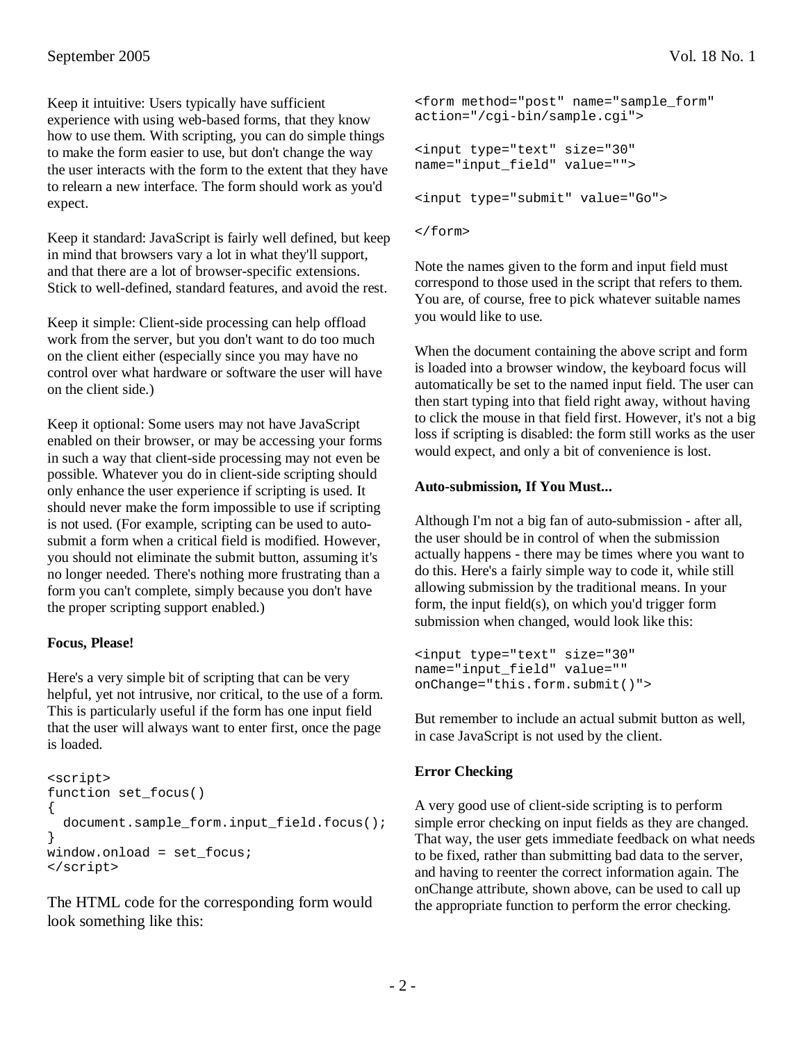Keep it intuitive: Users typically have sufficient experience with using web-based forms, that they know how to use them. With scripting, you can do simple things to make the form easier to use, but don't change the way the user interacts with the form to the extent that they have to relearn a new interface. The form should work as you'd expect.

Keep it standard: JavaScript is fairly well defined, but keep in mind that browsers vary a lot in what they'll support, and that there are a lot of browser-specific extensions. Stick to well-defined, standard features, and avoid the rest.

Keep it simple: Client-side processing can help offload work from the server, but you don't want to do too much on the client either (especially since you may have no control over what hardware or software the user will have on the client side.)

Keep it optional: Some users may not have JavaScript enabled on their browser, or may be accessing your forms in such a way that client-side processing may not even be possible. Whatever you do in client-side scripting should only enhance the user experience if scripting is used. It should never make the form impossible to use if scripting is not used. (For example, scripting can be used to auto-submit a form when a critical field is modified. However, you should not eliminate the submit button, assuming it's no longer needed. There's nothing more frustrating than a form you can't complete, simply because you don't have the proper scripting support enabled.)

**Focus, Please!**

Here's a very simple bit of scripting that can be very helpful, yet not intrusive, nor critical, to the use of a form. This is particularly useful if the form has one input field that the user will always want to enter first, once the page is loaded.

```
<script>
function set_focus()
{
  document.sample_form.input_field.focus();
}
window.onload = set_focus;
</script>
```

The HTML code for the corresponding form would look something like this:

```
<form method="post" name="sample_form"
action="/cgi-bin/sample.cgi">

<input type="text" size="30"
name="input_field" value="">

<input type="submit" value="Go">

</form>
```

Note the names given to the form and input field must correspond to those used in the script that refers to them. You are, of course, free to pick whatever suitable names you would like to use.

When the document containing the above script and form is loaded into a browser window, the keyboard focus will automatically be set to the named input field. The user can then start typing into that field right away, without having to click the mouse in that field first. However, it's not a big loss if scripting is disabled: the form still works as the user would expect, and only a bit of convenience is lost.

**Auto-submission, If You Must...**

Although I'm not a big fan of auto-submission - after all, the user should be in control of when the submission actually happens - there may be times where you want to do this. Here's a fairly simple way to code it, while still allowing submission by the traditional means. In your form, the input field(s), on which you'd trigger form submission when changed, would look like this:

```
<input type="text" size="30"
name="input_field" value=""
onChange="this.form.submit()">
```

But remember to include an actual submit button as well, in case JavaScript is not used by the client.

**Error Checking**

A very good use of client-side scripting is to perform simple error checking on input fields as they are changed. That way, the user gets immediate feedback on what needs to be fixed, rather than submitting bad data to the server, and having to reenter the correct information again. The onChange attribute, shown above, can be used to call up the appropriate function to perform the error checking.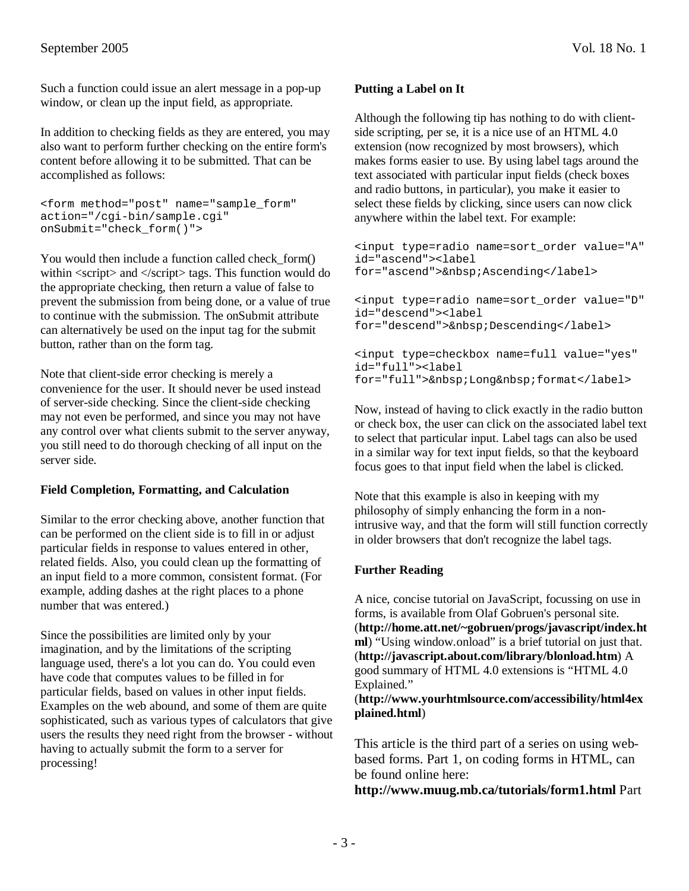Such a function could issue an alert message in a pop-up window, or clean up the input field, as appropriate.

In addition to checking fields as they are entered, you may also want to perform further checking on the entire form's content before allowing it to be submitted. That can be accomplished as follows:

```
<form method="post" name="sample_form"
action="/cgi-bin/sample.cgi"
onSubmit="check_form()">
```

You would then include a function called check_form() within <script> and </script> tags. This function would do the appropriate checking, then return a value of false to prevent the submission from being done, or a value of true to continue with the submission. The onSubmit attribute can alternatively be used on the input tag for the submit button, rather than on the form tag.

Note that client-side error checking is merely a convenience for the user. It should never be used instead of server-side checking. Since the client-side checking may not even be performed, and since you may not have any control over what clients submit to the server anyway, you still need to do thorough checking of all input on the server side.

**Field Completion, Formatting, and Calculation**

Similar to the error checking above, another function that can be performed on the client side is to fill in or adjust particular fields in response to values entered in other, related fields. Also, you could clean up the formatting of an input field to a more common, consistent format. (For example, adding dashes at the right places to a phone number that was entered.)

Since the possibilities are limited only by your imagination, and by the limitations of the scripting language used, there's a lot you can do. You could even have code that computes values to be filled in for particular fields, based on values in other input fields. Examples on the web abound, and some of them are quite sophisticated, such as various types of calculators that give users the results they need right from the browser - without having to actually submit the form to a server for processing!

**Putting a Label on It**

Although the following tip has nothing to do with client-side scripting, per se, it is a nice use of an HTML 4.0 extension (now recognized by most browsers), which makes forms easier to use. By using label tags around the text associated with particular input fields (check boxes and radio buttons, in particular), you make it easier to select these fields by clicking, since users can now click anywhere within the label text. For example:

```
<input type=radio name=sort_order value="A"
id="ascend"><label
for="ascend">&nbsp;Ascending</label>

<input type=radio name=sort_order value="D"
id="descend"><label
for="descend">&nbsp;Descending</label>

<input type=checkbox name=full value="yes"
id="full"><label
for="full">&nbsp;Long&nbsp;format</label>
```

Now, instead of having to click exactly in the radio button or check box, the user can click on the associated label text to select that particular input. Label tags can also be used in a similar way for text input fields, so that the keyboard focus goes to that input field when the label is clicked.

Note that this example is also in keeping with my philosophy of simply enhancing the form in a non-intrusive way, and that the form will still function correctly in older browsers that don't recognize the label tags.

**Further Reading**

A nice, concise tutorial on JavaScript, focussing on use in forms, is available from Olaf Gobruen's personal site. (**http://home.att.net/~gobruen/progs/javascript/index.html**) "Using window.onload" is a brief tutorial on just that. (**http://javascript.about.com/library/blonload.htm**) A good summary of HTML 4.0 extensions is "HTML 4.0 Explained." (**http://www.yourhtmlsource.com/accessibility/html4explained.html**)

This article is the third part of a series on using web-based forms. Part 1, on coding forms in HTML, can be found online here: **http://www.muug.mb.ca/tutorials/form1.html** Part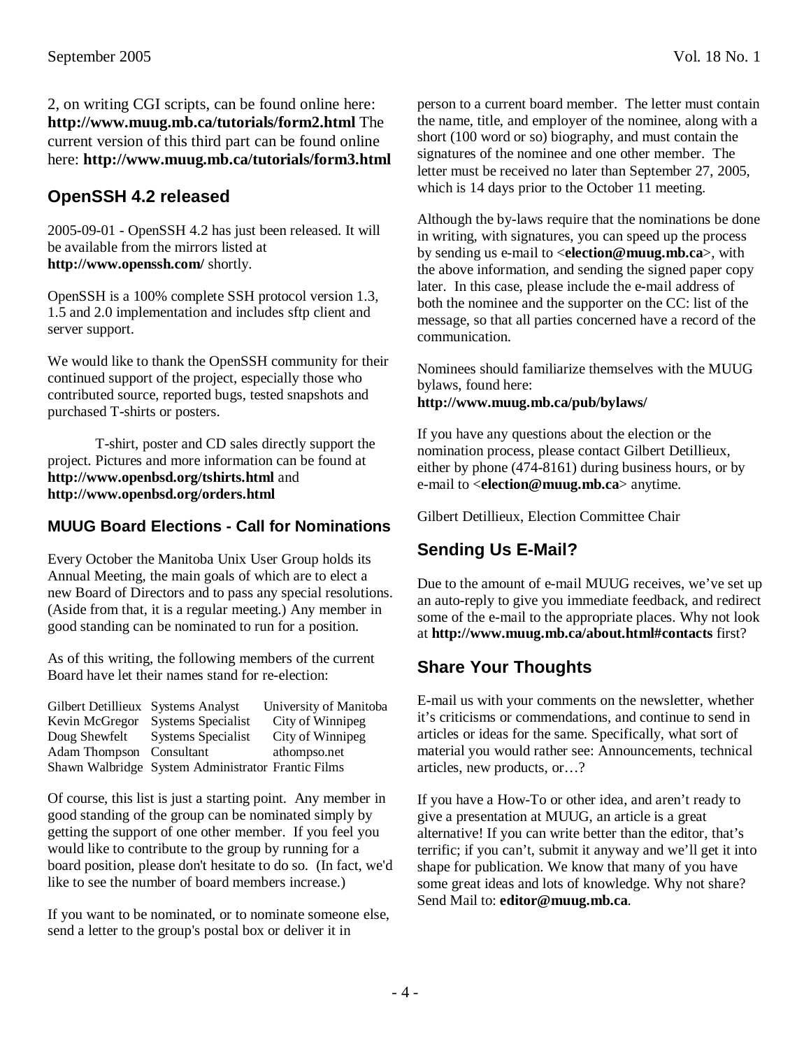2, on writing CGI scripts, can be found online here: **http://www.muug.mb.ca/tutorials/form2.html** The current version of this third part can be found online here: **http://www.muug.mb.ca/tutorials/form3.html**

## OpenSSH 4.2 released

2005-09-01 - OpenSSH 4.2 has just been released. It will be available from the mirrors listed at **http://www.openssh.com/** shortly.

OpenSSH is a 100% complete SSH protocol version 1.3, 1.5 and 2.0 implementation and includes sftp client and server support.

We would like to thank the OpenSSH community for their continued support of the project, especially those who contributed source, reported bugs, tested snapshots and purchased T-shirts or posters.

T-shirt, poster and CD sales directly support the project. Pictures and more information can be found at **http://www.openbsd.org/tshirts.html** and **http://www.openbsd.org/orders.html**

### MUUG Board Elections - Call for Nominations

Every October the Manitoba Unix User Group holds its Annual Meeting, the main goals of which are to elect a new Board of Directors and to pass any special resolutions. (Aside from that, it is a regular meeting.) Any member in good standing can be nominated to run for a position.

As of this writing, the following members of the current Board have let their names stand for re-election:

| | | |
|---|---|---|
| Gilbert Detillieux | Systems Analyst | University of Manitoba |
| Kevin McGregor | Systems Specialist | City of Winnipeg |
| Doug Shewfelt | Systems Specialist | City of Winnipeg |
| Adam Thompson | Consultant | athompso.net |
| Shawn Walbridge | System Administrator | Frantic Films |

Of course, this list is just a starting point. Any member in good standing of the group can be nominated simply by getting the support of one other member. If you feel you would like to contribute to the group by running for a board position, please don't hesitate to do so. (In fact, we'd like to see the number of board members increase.)

If you want to be nominated, or to nominate someone else, send a letter to the group's postal box or deliver it in person to a current board member. The letter must contain the name, title, and employer of the nominee, along with a short (100 word or so) biography, and must contain the signatures of the nominee and one other member. The letter must be received no later than September 27, 2005, which is 14 days prior to the October 11 meeting.

Although the by-laws require that the nominations be done in writing, with signatures, you can speed up the process by sending us e-mail to <**election@muug.mb.ca**>, with the above information, and sending the signed paper copy later. In this case, please include the e-mail address of both the nominee and the supporter on the CC: list of the message, so that all parties concerned have a record of the communication.

Nominees should familiarize themselves with the MUUG bylaws, found here:
**http://www.muug.mb.ca/pub/bylaws/**

If you have any questions about the election or the nomination process, please contact Gilbert Detillieux, either by phone (474-8161) during business hours, or by e-mail to <**election@muug.mb.ca**> anytime.

Gilbert Detillieux, Election Committee Chair

## Sending Us E-Mail?

Due to the amount of e-mail MUUG receives, we've set up an auto-reply to give you immediate feedback, and redirect some of the e-mail to the appropriate places. Why not look at **http://www.muug.mb.ca/about.html#contacts** first?

## Share Your Thoughts

E-mail us with your comments on the newsletter, whether it's criticisms or commendations, and continue to send in articles or ideas for the same. Specifically, what sort of material you would rather see: Announcements, technical articles, new products, or…?

If you have a How-To or other idea, and aren't ready to give a presentation at MUUG, an article is a great alternative! If you can write better than the editor, that's terrific; if you can't, submit it anyway and we'll get it into shape for publication. We know that many of you have some great ideas and lots of knowledge. Why not share? Send Mail to: **editor@muug.mb.ca**.